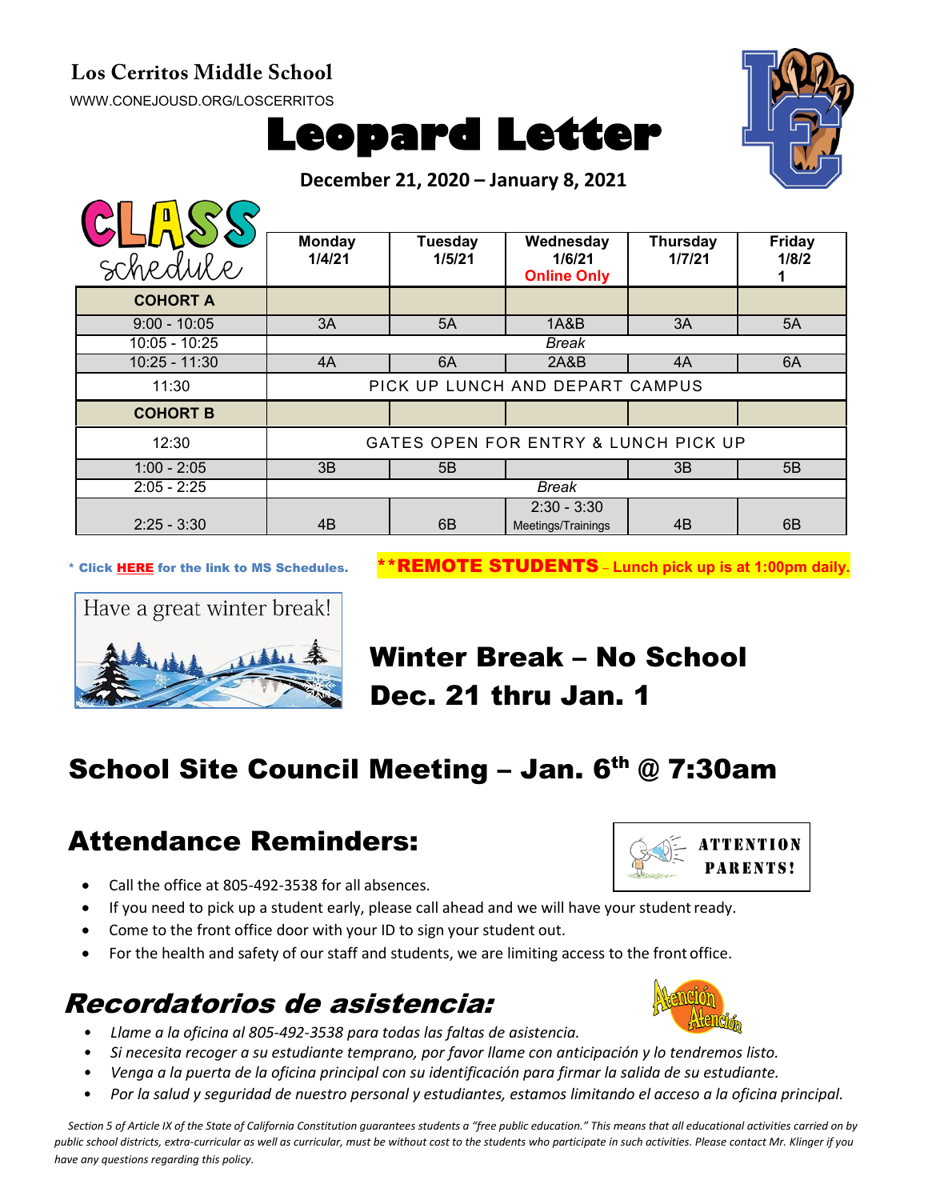**Los Cerritos Middle School**

WWW.CONEJOUSD.ORG/LOSCERRITOS

# Leopard Letter

**December 21, 2020 – January 8, 2021**

| CLASS schedule | Monday 1/4/21 | Tuesday 1/5/21 | Wednesday 1/6/21 Online Only | Thursday 1/7/21 | Friday 1/8/21 |
|---|---|---|---|---|---|
| **COHORT A** | | | | | |
| 9:00 - 10:05 | 3A | 5A | 1A&B | 3A | 5A |
| 10:05 - 10:25 | *Break* | | | | |
| 10:25 - 11:30 | 4A | 6A | 2A&B | 4A | 6A |
| 11:30 | PICK UP LUNCH AND DEPART CAMPUS | | | | |
| **COHORT B** | | | | | |
| 12:30 | GATES OPEN FOR ENTRY & LUNCH PICK UP | | | | |
| 1:00 - 2:05 | 3B | 5B | | 3B | 5B |
| 2:05 - 2:25 | *Break* | | | | |
| 2:25 - 3:30 | 4B | 6B | 2:30 - 3:30 Meetings/Trainings | 4B | 6B |

\* Click **HERE** for the link to MS Schedules.

****REMOTE STUDENTS** – Lunch pick up is at 1:00pm daily.**

Have a great winter break!

## Winter Break – No School Dec. 21 thru Jan. 1

## School Site Council Meeting – Jan. 6th @ 7:30am

## Attendance Reminders:

ATTENTION PARENTS!

- Call the office at 805-492-3538 for all absences.
- If you need to pick up a student early, please call ahead and we will have your student ready.
- Come to the front office door with your ID to sign your student out.
- For the health and safety of our staff and students, we are limiting access to the front office.

## *Recordatorios de asistencia:*

Atención Atención

- *Llame a la oficina al 805-492-3538 para todas las faltas de asistencia.*
- *Si necesita recoger a su estudiante temprano, por favor llame con anticipación y lo tendremos listo.*
- *Venga a la puerta de la oficina principal con su identificación para firmar la salida de su estudiante.*
- *Por la salud y seguridad de nuestro personal y estudiantes, estamos limitando el acceso a la oficina principal.*

*Section 5 of Article IX of the State of California Constitution guarantees students a "free public education." This means that all educational activities carried on by public school districts, extra-curricular as well as curricular, must be without cost to the students who participate in such activities. Please contact Mr. Klinger if you have any questions regarding this policy.*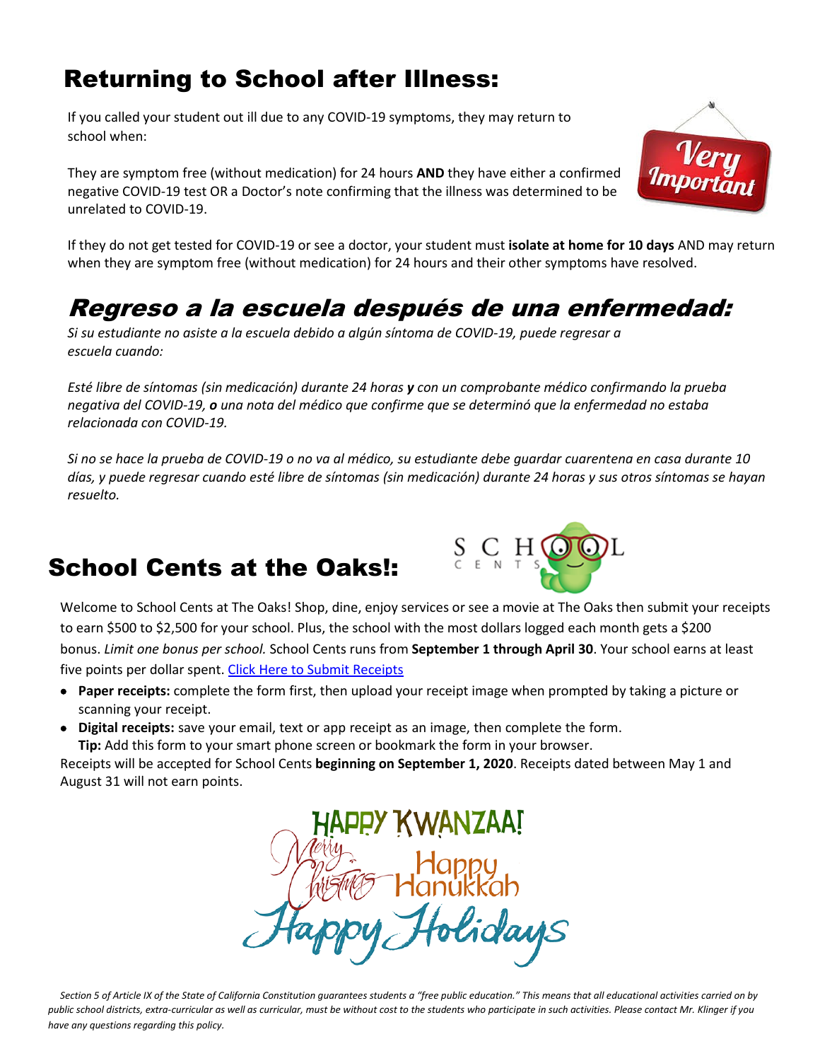# Returning to School after Illness:

If you called your student out ill due to any COVID-19 symptoms, they may return to school when:

They are symptom free (without medication) for 24 hours **AND** they have either a confirmed negative COVID-19 test OR a Doctor's note confirming that the illness was determined to be unrelated to COVID-19.

If they do not get tested for COVID-19 or see a doctor, your student must **isolate at home for 10 days** AND may return when they are symptom free (without medication) for 24 hours and their other symptoms have resolved.

# Regreso a la escuela después de una enfermedad:

*Si su estudiante no asiste a la escuela debido a algún síntoma de COVID-19, puede regresar a escuela cuando:*

*Esté libre de síntomas (sin medicación) durante 24 horas **y** con un comprobante médico confirmando la prueba negativa del COVID-19, **o** una nota del médico que confirme que se determinó que la enfermedad no estaba relacionada con COVID-19.*

*Si no se hace la prueba de COVID-19 o no va al médico, su estudiante debe guardar cuarentena en casa durante 10 días, y puede regresar cuando esté libre de síntomas (sin medicación) durante 24 horas y sus otros síntomas se hayan resuelto.*

# School Cents at the Oaks!:

Welcome to School Cents at The Oaks! Shop, dine, enjoy services or see a movie at The Oaks then submit your receipts to earn $500 to $2,500 for your school. Plus, the school with the most dollars logged each month gets a $200 bonus. *Limit one bonus per school.* School Cents runs from **September 1 through April 30**. Your school earns at least five points per dollar spent. Click Here to Submit Receipts

- **Paper receipts:** complete the form first, then upload your receipt image when prompted by taking a picture or scanning your receipt.
- **Digital receipts:** save your email, text or app receipt as an image, then complete the form.
  **Tip:** Add this form to your smart phone screen or bookmark the form in your browser.

Receipts will be accepted for School Cents **beginning on September 1, 2020**. Receipts dated between May 1 and August 31 will not earn points.

*Section 5 of Article IX of the State of California Constitution guarantees students a "free public education." This means that all educational activities carried on by public school districts, extra-curricular as well as curricular, must be without cost to the students who participate in such activities. Please contact Mr. Klinger if you have any questions regarding this policy.*